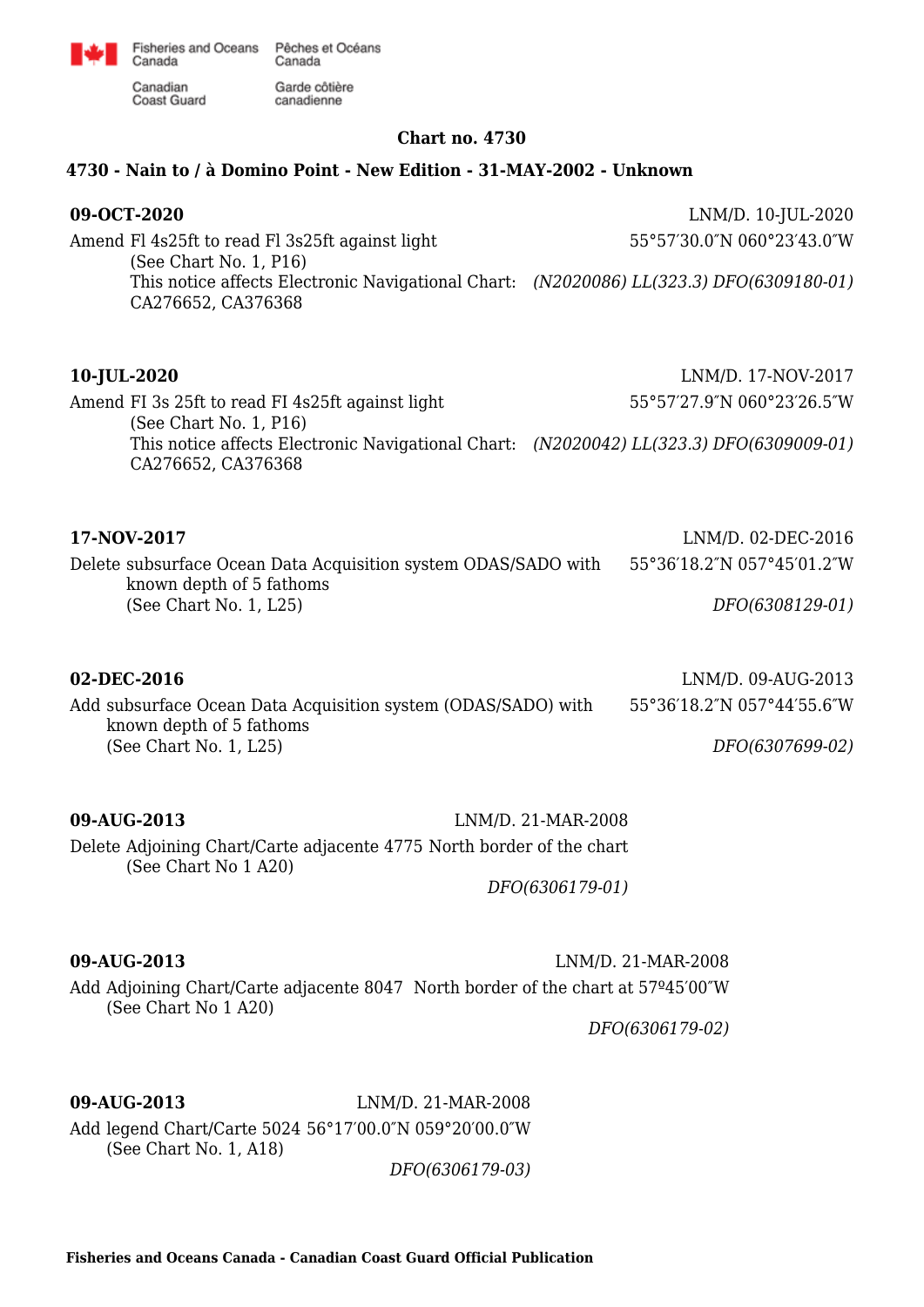Fisheries and Oceans Canada / Pêches et Océans Canada

Canadian Coast Guard / Garde côtière canadienne

## Chart no. 4730

### 4730 - Nain to / à Domino Point - New Edition - 31-MAY-2002 - Unknown

**09-OCT-2020** LNM/D. 10-JUL-2020

Amend Fl 4s25ft to read Fl 3s25ft against light 55°57′30.0″N 060°23′43.0″W
(See Chart No. 1, P16)
This notice affects Electronic Navigational Chart: CA276652, CA376368 *(N2020086) LL(323.3) DFO(6309180-01)*

**10-JUL-2020** LNM/D. 17-NOV-2017

Amend FI 3s 25ft to read FI 4s25ft against light 55°57′27.9″N 060°23′26.5″W
(See Chart No. 1, P16)
This notice affects Electronic Navigational Chart: CA276652, CA376368 *(N2020042) LL(323.3) DFO(6309009-01)*

**17-NOV-2017** LNM/D. 02-DEC-2016

Delete subsurface Ocean Data Acquisition system ODAS/SADO with known depth of 5 fathoms 55°36′18.2″N 057°45′01.2″W
(See Chart No. 1, L25)
*DFO(6308129-01)*

**02-DEC-2016** LNM/D. 09-AUG-2013

Add subsurface Ocean Data Acquisition system (ODAS/SADO) with known depth of 5 fathoms 55°36′18.2″N 057°44′55.6″W
(See Chart No. 1, L25)
*DFO(6307699-02)*

**09-AUG-2013** LNM/D. 21-MAR-2008

Delete Adjoining Chart/Carte adjacente 4775 North border of the chart
(See Chart No 1 A20)
*DFO(6306179-01)*

**09-AUG-2013** LNM/D. 21-MAR-2008

Add Adjoining Chart/Carte adjacente 8047 North border of the chart at 57º45′00″W
(See Chart No 1 A20)
*DFO(6306179-02)*

**09-AUG-2013** LNM/D. 21-MAR-2008

Add legend Chart/Carte 5024 56°17′00.0″N 059°20′00.0″W
(See Chart No. 1, A18)
*DFO(6306179-03)*

**Fisheries and Oceans Canada - Canadian Coast Guard Official Publication**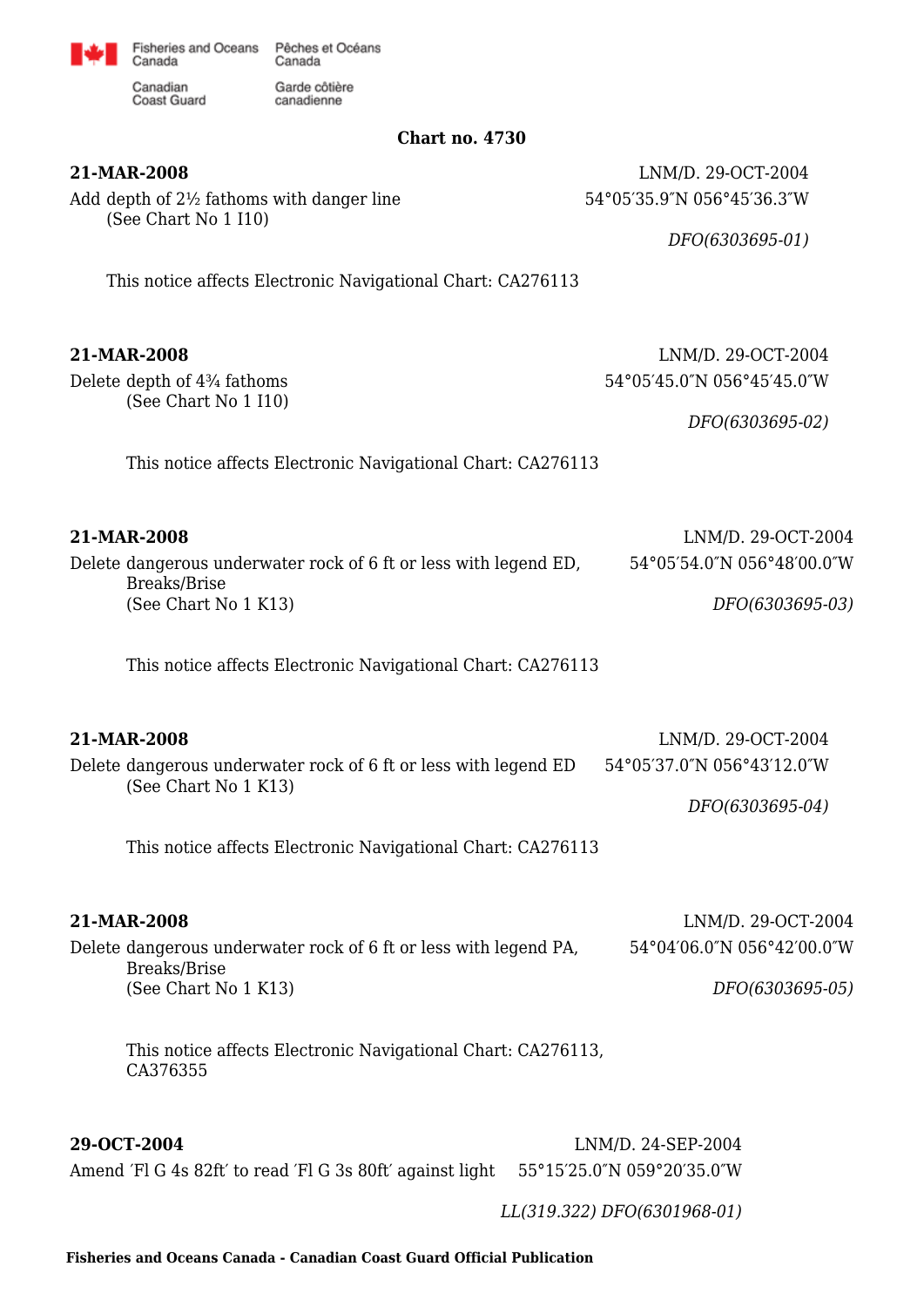**Chart no. 4730**

**21-MAR-2008**

LNM/D. 29-OCT-2004

Add depth of 2½ fathoms with danger line
(See Chart No 1 I10)

54°05′35.9″N 056°45′36.3″W

*DFO(6303695-01)*

This notice affects Electronic Navigational Chart: CA276113

**21-MAR-2008**

LNM/D. 29-OCT-2004

Delete depth of 4¾ fathoms
(See Chart No 1 I10)

54°05′45.0″N 056°45′45.0″W

*DFO(6303695-02)*

This notice affects Electronic Navigational Chart: CA276113

**21-MAR-2008**

LNM/D. 29-OCT-2004

Delete dangerous underwater rock of 6 ft or less with legend ED, Breaks/Brise
(See Chart No 1 K13)

54°05′54.0″N 056°48′00.0″W

*DFO(6303695-03)*

This notice affects Electronic Navigational Chart: CA276113

**21-MAR-2008**

LNM/D. 29-OCT-2004

Delete dangerous underwater rock of 6 ft or less with legend ED
(See Chart No 1 K13)

54°05′37.0″N 056°43′12.0″W

*DFO(6303695-04)*

This notice affects Electronic Navigational Chart: CA276113

**21-MAR-2008**

LNM/D. 29-OCT-2004

Delete dangerous underwater rock of 6 ft or less with legend PA, Breaks/Brise
(See Chart No 1 K13)

54°04′06.0″N 056°42′00.0″W

*DFO(6303695-05)*

This notice affects Electronic Navigational Chart: CA276113, CA376355

**29-OCT-2004**

LNM/D. 24-SEP-2004

Amend ′Fl G 4s 82ft′ to read ′Fl G 3s 80ft′ against light

55°15′25.0″N 059°20′35.0″W

*LL(319.322) DFO(6301968-01)*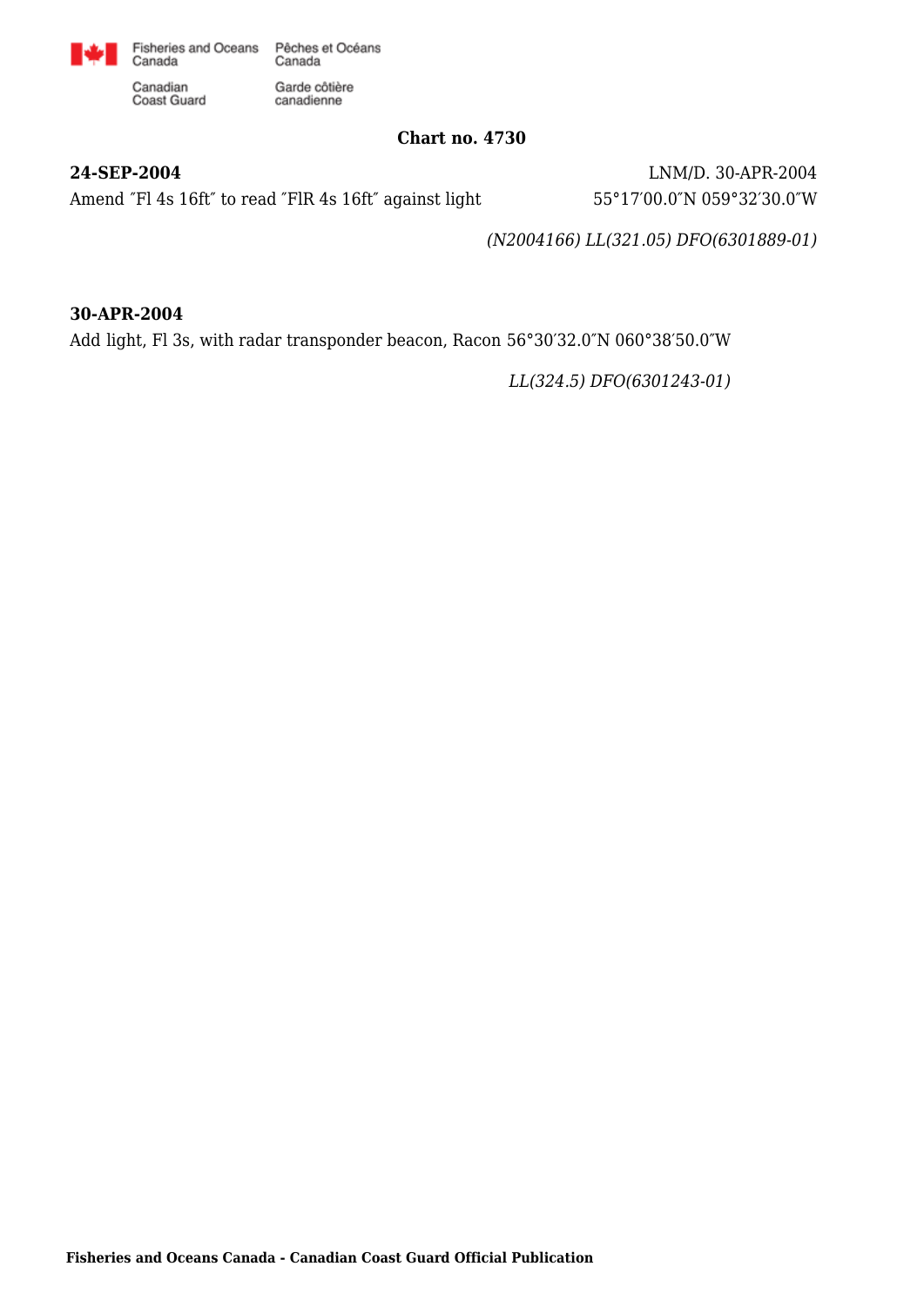**Chart no. 4730**

**24-SEP-2004**

LNM/D. 30-APR-2004

Amend ″Fl 4s 16ft″ to read ″FlR 4s 16ft″ against light 55°17′00.0″N 059°32′30.0″W

*(N2004166) LL(321.05) DFO(6301889-01)*

**30-APR-2004**

Add light, Fl 3s, with radar transponder beacon, Racon 56°30′32.0″N 060°38′50.0″W

*LL(324.5) DFO(6301243-01)*